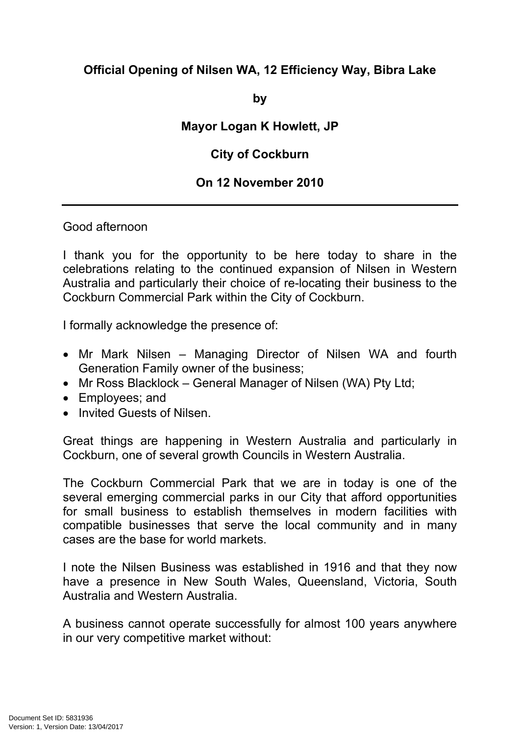**Official Opening of Nilsen WA, 12 Efficiency Way, Bibra Lake**

**by**

**Mayor Logan K Howlett, JP**

**City of Cockburn**

**On 12 November 2010**

---

Good afternoon

I thank you for the opportunity to be here today to share in the celebrations relating to the continued expansion of Nilsen in Western Australia and particularly their choice of re-locating their business to the Cockburn Commercial Park within the City of Cockburn.

I formally acknowledge the presence of:

- Mr Mark Nilsen – Managing Director of Nilsen WA and fourth Generation Family owner of the business;
- Mr Ross Blacklock – General Manager of Nilsen (WA) Pty Ltd;
- Employees; and
- Invited Guests of Nilsen.

Great things are happening in Western Australia and particularly in Cockburn, one of several growth Councils in Western Australia.

The Cockburn Commercial Park that we are in today is one of the several emerging commercial parks in our City that afford opportunities for small business to establish themselves in modern facilities with compatible businesses that serve the local community and in many cases are the base for world markets.

I note the Nilsen Business was established in 1916 and that they now have a presence in New South Wales, Queensland, Victoria, South Australia and Western Australia.

A business cannot operate successfully for almost 100 years anywhere in our very competitive market without: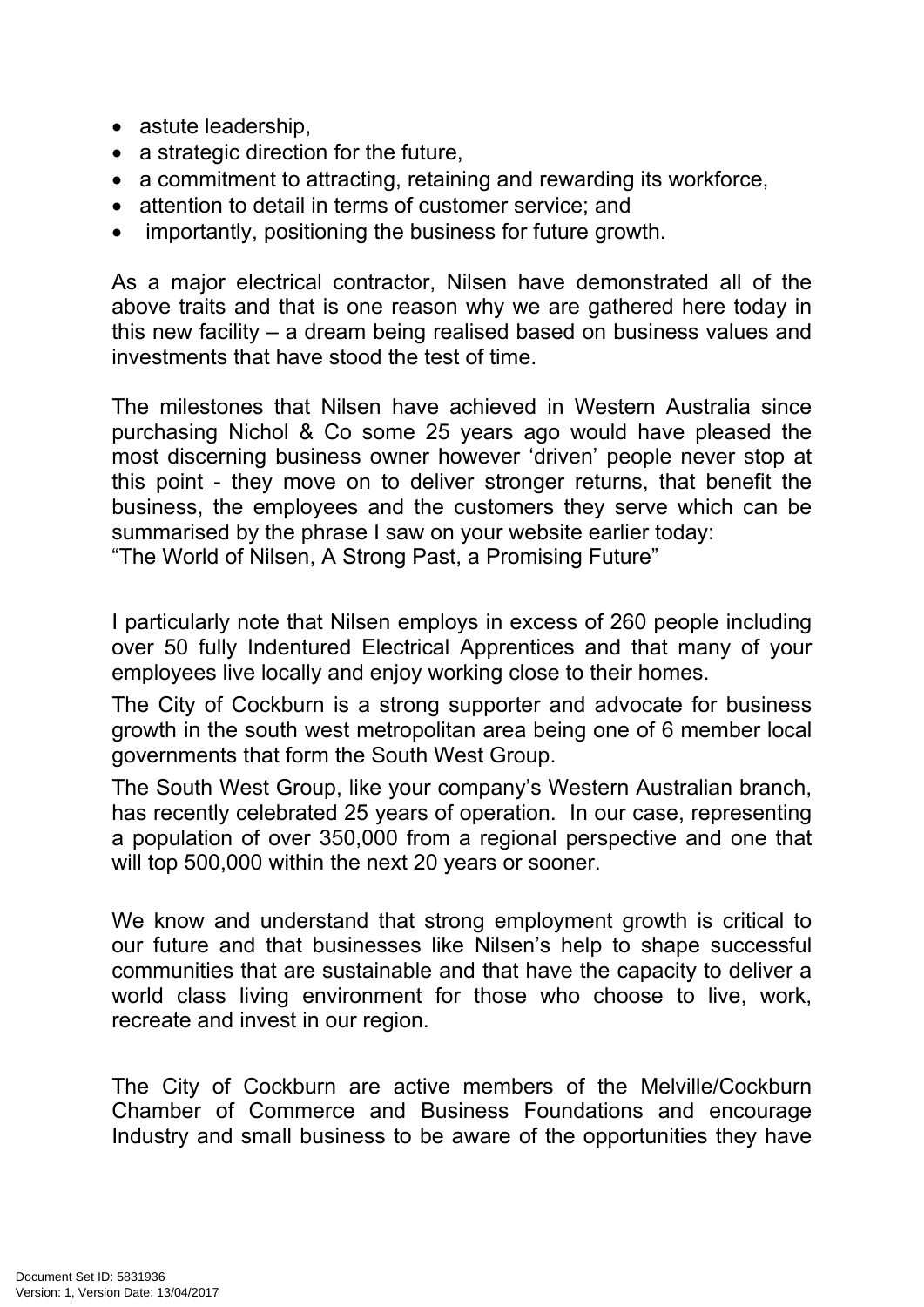- astute leadership,
- a strategic direction for the future,
- a commitment to attracting, retaining and rewarding its workforce,
- attention to detail in terms of customer service; and
- importantly, positioning the business for future growth.

As a major electrical contractor, Nilsen have demonstrated all of the above traits and that is one reason why we are gathered here today in this new facility – a dream being realised based on business values and investments that have stood the test of time.

The milestones that Nilsen have achieved in Western Australia since purchasing Nichol & Co some 25 years ago would have pleased the most discerning business owner however 'driven' people never stop at this point - they move on to deliver stronger returns, that benefit the business, the employees and the customers they serve which can be summarised by the phrase I saw on your website earlier today:
"The World of Nilsen, A Strong Past, a Promising Future"

I particularly note that Nilsen employs in excess of 260 people including over 50 fully Indentured Electrical Apprentices and that many of your employees live locally and enjoy working close to their homes.

The City of Cockburn is a strong supporter and advocate for business growth in the south west metropolitan area being one of 6 member local governments that form the South West Group.

The South West Group, like your company's Western Australian branch, has recently celebrated 25 years of operation. In our case, representing a population of over 350,000 from a regional perspective and one that will top 500,000 within the next 20 years or sooner.

We know and understand that strong employment growth is critical to our future and that businesses like Nilsen's help to shape successful communities that are sustainable and that have the capacity to deliver a world class living environment for those who choose to live, work, recreate and invest in our region.

The City of Cockburn are active members of the Melville/Cockburn Chamber of Commerce and Business Foundations and encourage Industry and small business to be aware of the opportunities they have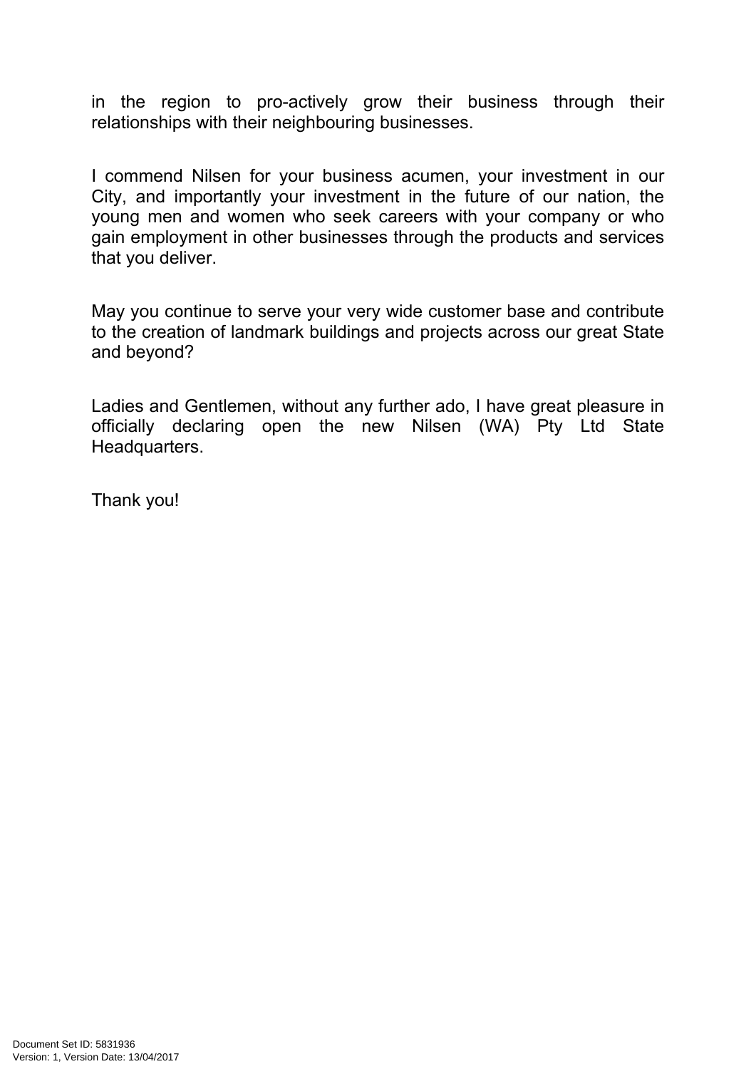in the region to pro-actively grow their business through their relationships with their neighbouring businesses.

I commend Nilsen for your business acumen, your investment in our City, and importantly your investment in the future of our nation, the young men and women who seek careers with your company or who gain employment in other businesses through the products and services that you deliver.

May you continue to serve your very wide customer base and contribute to the creation of landmark buildings and projects across our great State and beyond?

Ladies and Gentlemen, without any further ado, I have great pleasure in officially declaring open the new Nilsen (WA) Pty Ltd State Headquarters.

Thank you!